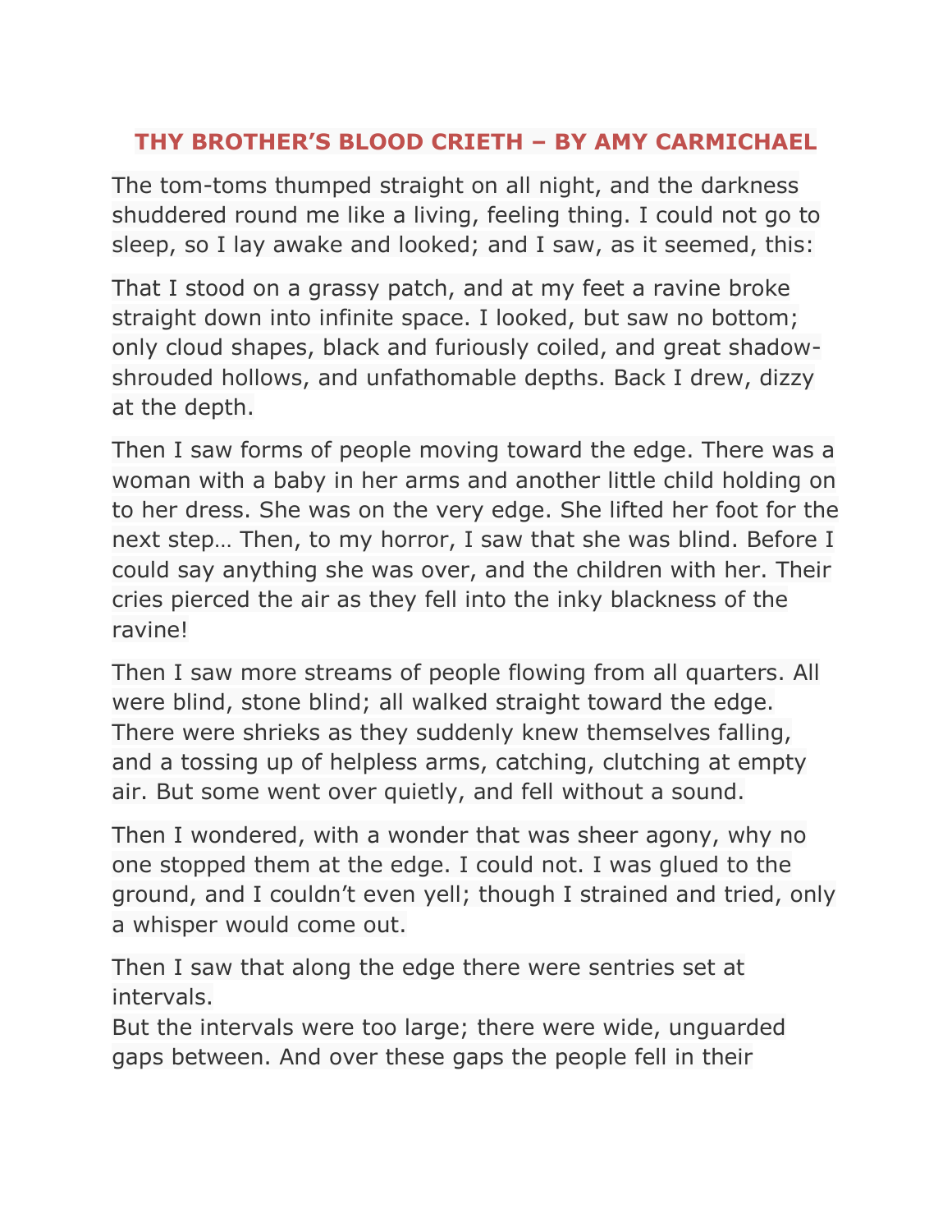# THY BROTHER'S BLOOD CRIETH – BY AMY CARMICHAEL

The tom-toms thumped straight on all night, and the darkness shuddered round me like a living, feeling thing. I could not go to sleep, so I lay awake and looked; and I saw, as it seemed, this:

That I stood on a grassy patch, and at my feet a ravine broke straight down into infinite space. I looked, but saw no bottom; only cloud shapes, black and furiously coiled, and great shadow-shrouded hollows, and unfathomable depths. Back I drew, dizzy at the depth.

Then I saw forms of people moving toward the edge. There was a woman with a baby in her arms and another little child holding on to her dress. She was on the very edge. She lifted her foot for the next step… Then, to my horror, I saw that she was blind. Before I could say anything she was over, and the children with her. Their cries pierced the air as they fell into the inky blackness of the ravine!

Then I saw more streams of people flowing from all quarters. All were blind, stone blind; all walked straight toward the edge. There were shrieks as they suddenly knew themselves falling, and a tossing up of helpless arms, catching, clutching at empty air. But some went over quietly, and fell without a sound.

Then I wondered, with a wonder that was sheer agony, why no one stopped them at the edge. I could not. I was glued to the ground, and I couldn't even yell; though I strained and tried, only a whisper would come out.

Then I saw that along the edge there were sentries set at intervals.
But the intervals were too large; there were wide, unguarded gaps between. And over these gaps the people fell in their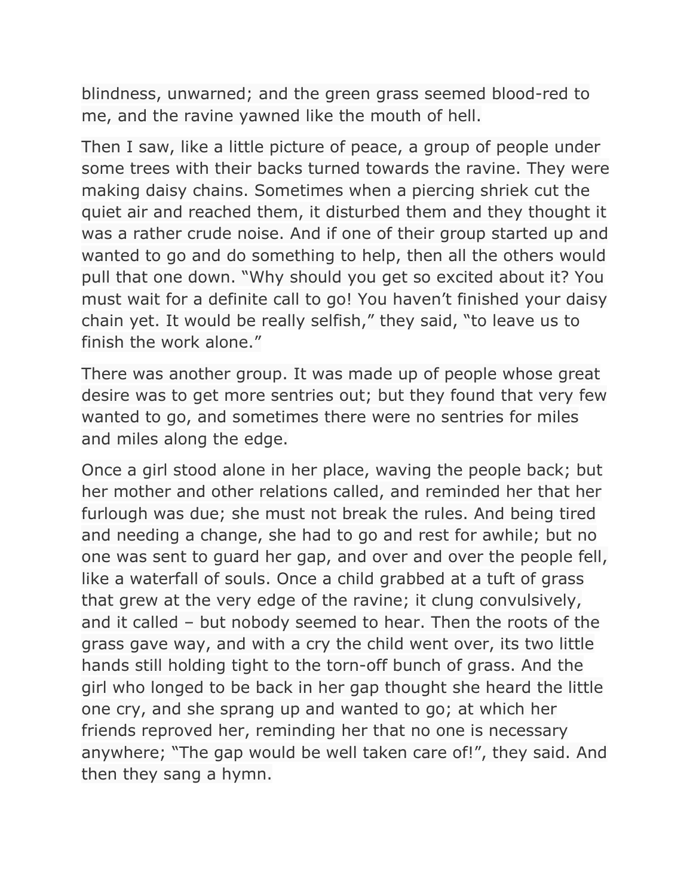blindness, unwarned; and the green grass seemed blood-red to me, and the ravine yawned like the mouth of hell.

Then I saw, like a little picture of peace, a group of people under some trees with their backs turned towards the ravine. They were making daisy chains. Sometimes when a piercing shriek cut the quiet air and reached them, it disturbed them and they thought it was a rather crude noise. And if one of their group started up and wanted to go and do something to help, then all the others would pull that one down. "Why should you get so excited about it? You must wait for a definite call to go! You haven't finished your daisy chain yet. It would be really selfish," they said, "to leave us to finish the work alone."

There was another group. It was made up of people whose great desire was to get more sentries out; but they found that very few wanted to go, and sometimes there were no sentries for miles and miles along the edge.

Once a girl stood alone in her place, waving the people back; but her mother and other relations called, and reminded her that her furlough was due; she must not break the rules. And being tired and needing a change, she had to go and rest for awhile; but no one was sent to guard her gap, and over and over the people fell, like a waterfall of souls. Once a child grabbed at a tuft of grass that grew at the very edge of the ravine; it clung convulsively, and it called – but nobody seemed to hear. Then the roots of the grass gave way, and with a cry the child went over, its two little hands still holding tight to the torn-off bunch of grass. And the girl who longed to be back in her gap thought she heard the little one cry, and she sprang up and wanted to go; at which her friends reproved her, reminding her that no one is necessary anywhere; "The gap would be well taken care of!", they said. And then they sang a hymn.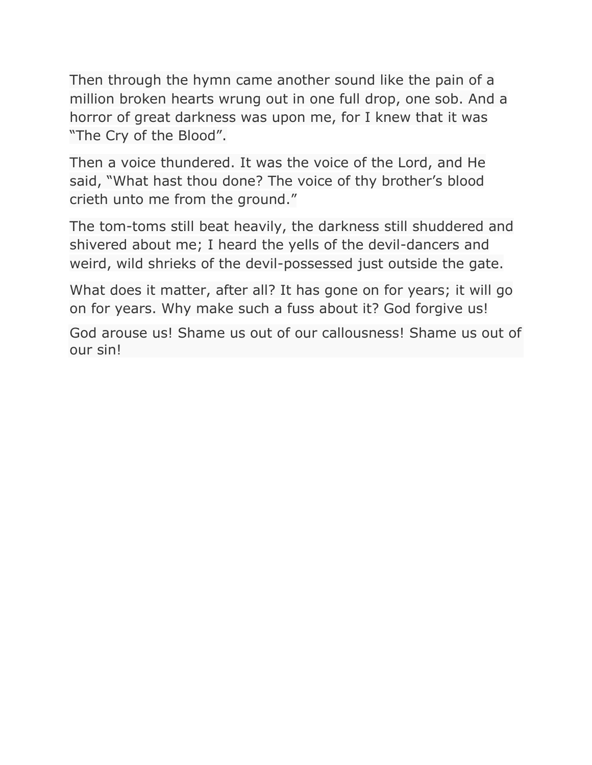Then through the hymn came another sound like the pain of a million broken hearts wrung out in one full drop, one sob. And a horror of great darkness was upon me, for I knew that it was "The Cry of the Blood".

Then a voice thundered. It was the voice of the Lord, and He said, "What hast thou done? The voice of thy brother's blood crieth unto me from the ground."

The tom-toms still beat heavily, the darkness still shuddered and shivered about me; I heard the yells of the devil-dancers and weird, wild shrieks of the devil-possessed just outside the gate.

What does it matter, after all? It has gone on for years; it will go on for years. Why make such a fuss about it? God forgive us!

God arouse us! Shame us out of our callousness! Shame us out of our sin!